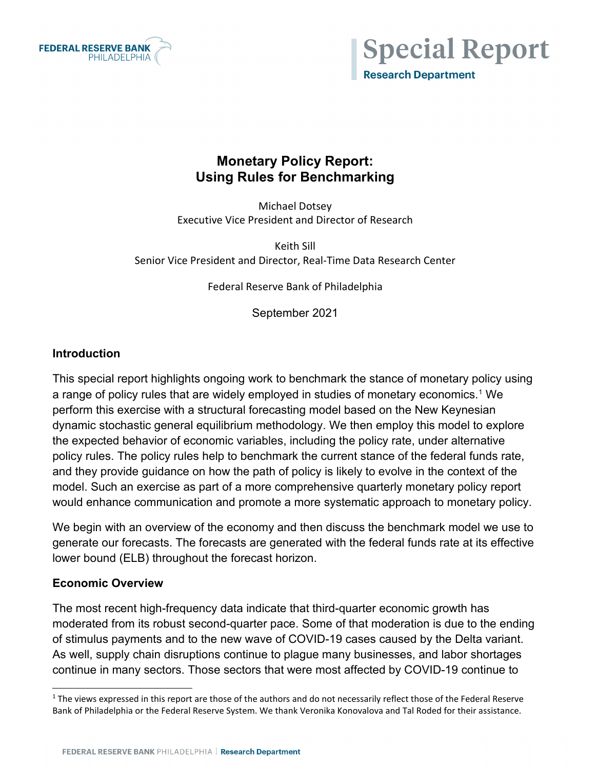# Monetary Policy Report: Using Rules for Benchmarking

Michael Dotsey
Executive Vice President and Director of Research

Keith Sill
Senior Vice President and Director, Real-Time Data Research Center

Federal Reserve Bank of Philadelphia

September 2021

## Introduction

This special report highlights ongoing work to benchmark the stance of monetary policy using a range of policy rules that are widely employed in studies of monetary economics.[1] We perform this exercise with a structural forecasting model based on the New Keynesian dynamic stochastic general equilibrium methodology. We then employ this model to explore the expected behavior of economic variables, including the policy rate, under alternative policy rules. The policy rules help to benchmark the current stance of the federal funds rate, and they provide guidance on how the path of policy is likely to evolve in the context of the model. Such an exercise as part of a more comprehensive quarterly monetary policy report would enhance communication and promote a more systematic approach to monetary policy.

We begin with an overview of the economy and then discuss the benchmark model we use to generate our forecasts. The forecasts are generated with the federal funds rate at its effective lower bound (ELB) throughout the forecast horizon.

## Economic Overview

The most recent high-frequency data indicate that third-quarter economic growth has moderated from its robust second-quarter pace. Some of that moderation is due to the ending of stimulus payments and to the new wave of COVID-19 cases caused by the Delta variant. As well, supply chain disruptions continue to plague many businesses, and labor shortages continue in many sectors. Those sectors that were most affected by COVID-19 continue to

[1] The views expressed in this report are those of the authors and do not necessarily reflect those of the Federal Reserve Bank of Philadelphia or the Federal Reserve System. We thank Veronika Konovalova and Tal Roded for their assistance.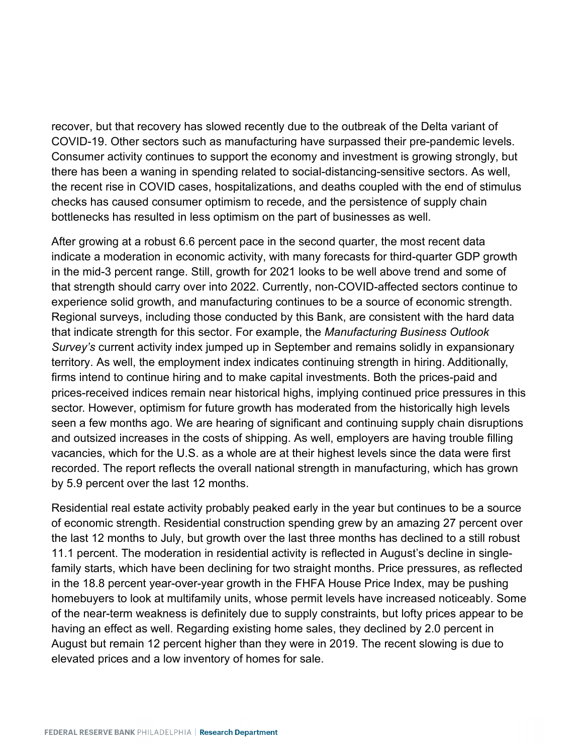recover, but that recovery has slowed recently due to the outbreak of the Delta variant of COVID-19. Other sectors such as manufacturing have surpassed their pre-pandemic levels. Consumer activity continues to support the economy and investment is growing strongly, but there has been a waning in spending related to social-distancing-sensitive sectors. As well, the recent rise in COVID cases, hospitalizations, and deaths coupled with the end of stimulus checks has caused consumer optimism to recede, and the persistence of supply chain bottlenecks has resulted in less optimism on the part of businesses as well.

After growing at a robust 6.6 percent pace in the second quarter, the most recent data indicate a moderation in economic activity, with many forecasts for third-quarter GDP growth in the mid-3 percent range. Still, growth for 2021 looks to be well above trend and some of that strength should carry over into 2022. Currently, non-COVID-affected sectors continue to experience solid growth, and manufacturing continues to be a source of economic strength. Regional surveys, including those conducted by this Bank, are consistent with the hard data that indicate strength for this sector. For example, the *Manufacturing Business Outlook Survey's* current activity index jumped up in September and remains solidly in expansionary territory. As well, the employment index indicates continuing strength in hiring. Additionally, firms intend to continue hiring and to make capital investments. Both the prices-paid and prices-received indices remain near historical highs, implying continued price pressures in this sector. However, optimism for future growth has moderated from the historically high levels seen a few months ago. We are hearing of significant and continuing supply chain disruptions and outsized increases in the costs of shipping. As well, employers are having trouble filling vacancies, which for the U.S. as a whole are at their highest levels since the data were first recorded. The report reflects the overall national strength in manufacturing, which has grown by 5.9 percent over the last 12 months.

Residential real estate activity probably peaked early in the year but continues to be a source of economic strength. Residential construction spending grew by an amazing 27 percent over the last 12 months to July, but growth over the last three months has declined to a still robust 11.1 percent. The moderation in residential activity is reflected in August's decline in single-family starts, which have been declining for two straight months. Price pressures, as reflected in the 18.8 percent year-over-year growth in the FHFA House Price Index, may be pushing homebuyers to look at multifamily units, whose permit levels have increased noticeably. Some of the near-term weakness is definitely due to supply constraints, but lofty prices appear to be having an effect as well. Regarding existing home sales, they declined by 2.0 percent in August but remain 12 percent higher than they were in 2019. The recent slowing is due to elevated prices and a low inventory of homes for sale.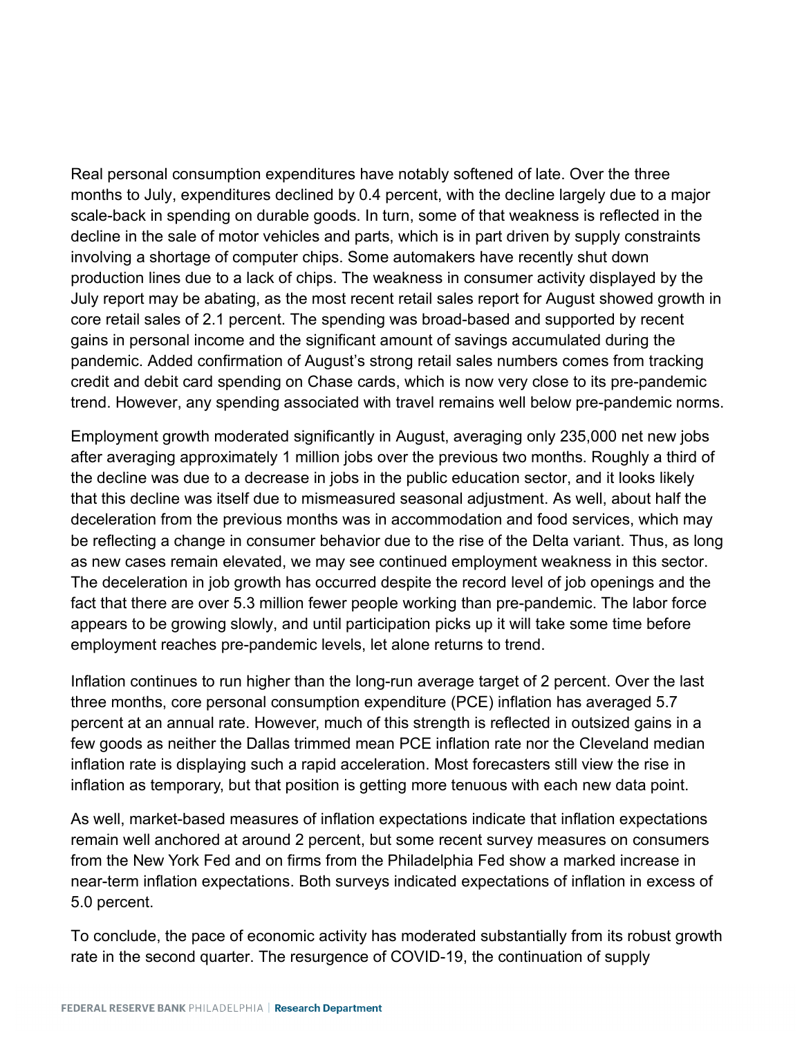Real personal consumption expenditures have notably softened of late. Over the three months to July, expenditures declined by 0.4 percent, with the decline largely due to a major scale-back in spending on durable goods. In turn, some of that weakness is reflected in the decline in the sale of motor vehicles and parts, which is in part driven by supply constraints involving a shortage of computer chips. Some automakers have recently shut down production lines due to a lack of chips. The weakness in consumer activity displayed by the July report may be abating, as the most recent retail sales report for August showed growth in core retail sales of 2.1 percent. The spending was broad-based and supported by recent gains in personal income and the significant amount of savings accumulated during the pandemic. Added confirmation of August's strong retail sales numbers comes from tracking credit and debit card spending on Chase cards, which is now very close to its pre-pandemic trend. However, any spending associated with travel remains well below pre-pandemic norms.

Employment growth moderated significantly in August, averaging only 235,000 net new jobs after averaging approximately 1 million jobs over the previous two months. Roughly a third of the decline was due to a decrease in jobs in the public education sector, and it looks likely that this decline was itself due to mismeasured seasonal adjustment. As well, about half the deceleration from the previous months was in accommodation and food services, which may be reflecting a change in consumer behavior due to the rise of the Delta variant. Thus, as long as new cases remain elevated, we may see continued employment weakness in this sector. The deceleration in job growth has occurred despite the record level of job openings and the fact that there are over 5.3 million fewer people working than pre-pandemic. The labor force appears to be growing slowly, and until participation picks up it will take some time before employment reaches pre-pandemic levels, let alone returns to trend.

Inflation continues to run higher than the long-run average target of 2 percent. Over the last three months, core personal consumption expenditure (PCE) inflation has averaged 5.7 percent at an annual rate. However, much of this strength is reflected in outsized gains in a few goods as neither the Dallas trimmed mean PCE inflation rate nor the Cleveland median inflation rate is displaying such a rapid acceleration. Most forecasters still view the rise in inflation as temporary, but that position is getting more tenuous with each new data point.

As well, market-based measures of inflation expectations indicate that inflation expectations remain well anchored at around 2 percent, but some recent survey measures on consumers from the New York Fed and on firms from the Philadelphia Fed show a marked increase in near-term inflation expectations. Both surveys indicated expectations of inflation in excess of 5.0 percent.

To conclude, the pace of economic activity has moderated substantially from its robust growth rate in the second quarter. The resurgence of COVID-19, the continuation of supply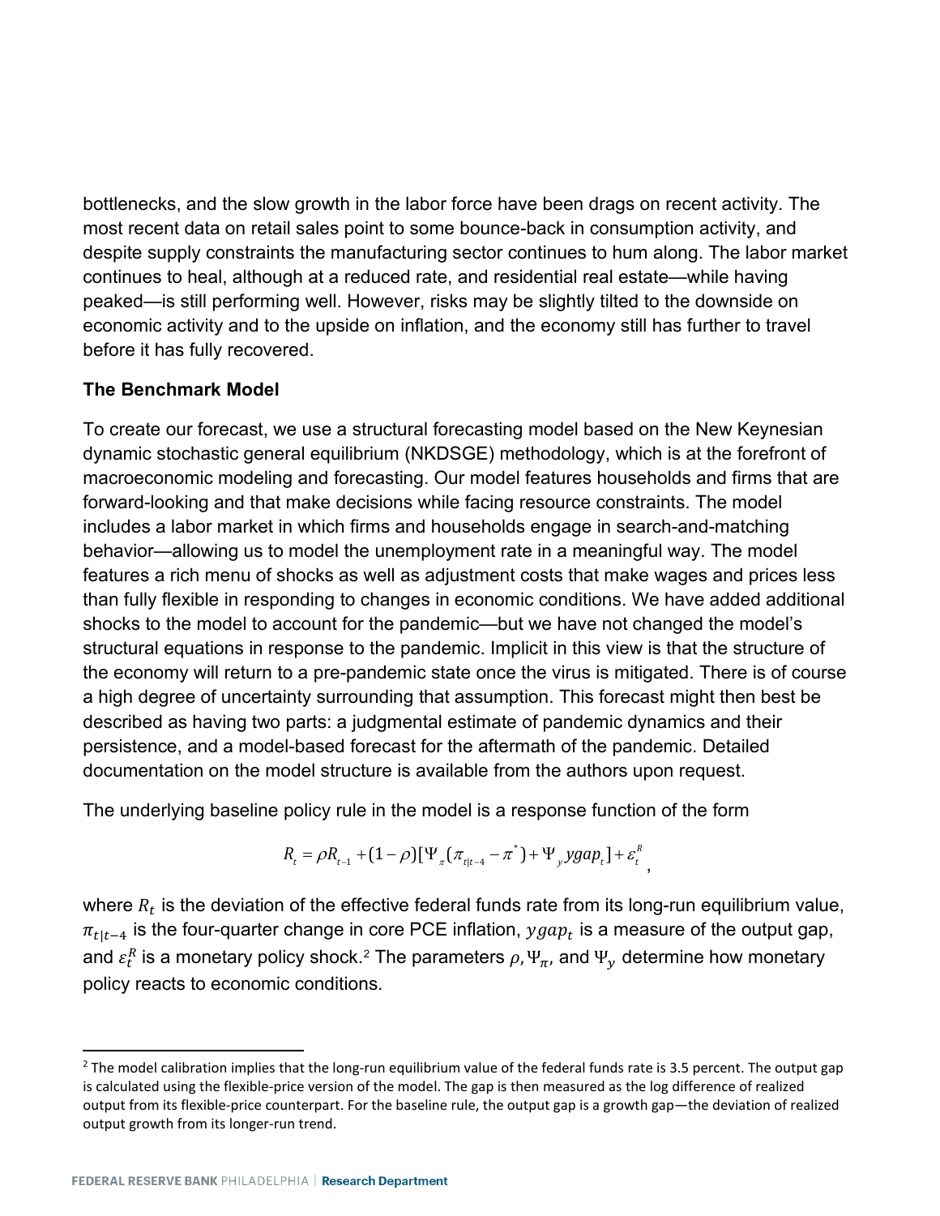bottlenecks, and the slow growth in the labor force have been drags on recent activity. The most recent data on retail sales point to some bounce-back in consumption activity, and despite supply constraints the manufacturing sector continues to hum along. The labor market continues to heal, although at a reduced rate, and residential real estate—while having peaked—is still performing well. However, risks may be slightly tilted to the downside on economic activity and to the upside on inflation, and the economy still has further to travel before it has fully recovered.

**The Benchmark Model**

To create our forecast, we use a structural forecasting model based on the New Keynesian dynamic stochastic general equilibrium (NKDSGE) methodology, which is at the forefront of macroeconomic modeling and forecasting. Our model features households and firms that are forward-looking and that make decisions while facing resource constraints. The model includes a labor market in which firms and households engage in search-and-matching behavior—allowing us to model the unemployment rate in a meaningful way. The model features a rich menu of shocks as well as adjustment costs that make wages and prices less than fully flexible in responding to changes in economic conditions. We have added additional shocks to the model to account for the pandemic—but we have not changed the model's structural equations in response to the pandemic. Implicit in this view is that the structure of the economy will return to a pre-pandemic state once the virus is mitigated. There is of course a high degree of uncertainty surrounding that assumption. This forecast might then best be described as having two parts: a judgmental estimate of pandemic dynamics and their persistence, and a model-based forecast for the aftermath of the pandemic. Detailed documentation on the model structure is available from the authors upon request.

The underlying baseline policy rule in the model is a response function of the form

$$R_t = \rho R_{t-1} + (1-\rho)[\Psi_\pi(\pi_{t|t-4} - \pi^*) + \Psi_y ygap_t] + \varepsilon_t^R,$$

where $R_t$ is the deviation of the effective federal funds rate from its long-run equilibrium value, $\pi_{t|t-4}$ is the four-quarter change in core PCE inflation, $ygap_t$ is a measure of the output gap, and $\varepsilon_t^R$ is a monetary policy shock.[2] The parameters $\rho, \Psi_\pi$, and $\Psi_y$ determine how monetary policy reacts to economic conditions.

---

[2] The model calibration implies that the long-run equilibrium value of the federal funds rate is 3.5 percent. The output gap is calculated using the flexible-price version of the model. The gap is then measured as the log difference of realized output from its flexible-price counterpart. For the baseline rule, the output gap is a growth gap—the deviation of realized output growth from its longer-run trend.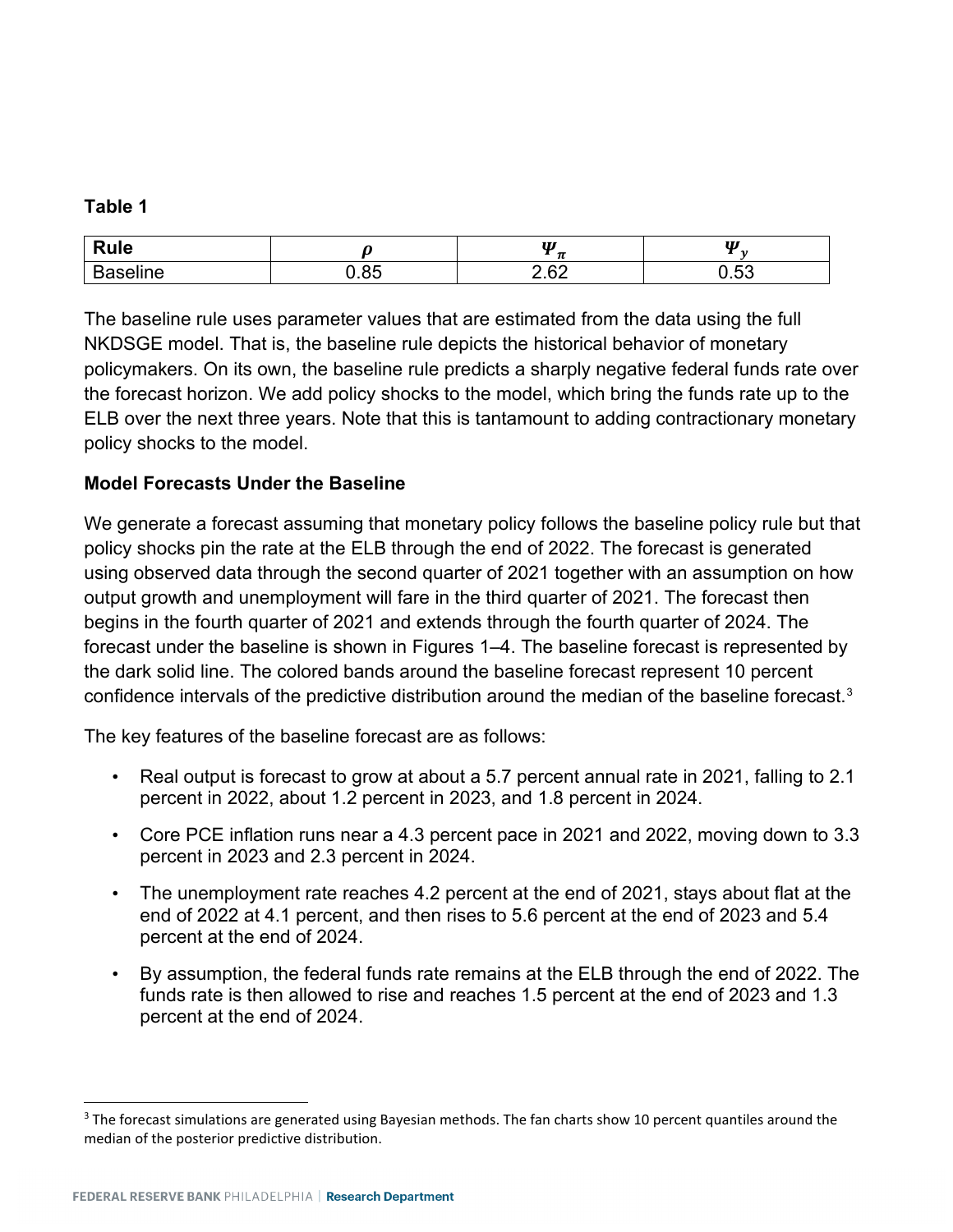**Table 1**

| Rule | $\rho$ | $\Psi_\pi$ | $\Psi_y$ |
|---|---|---|---|
| Baseline | 0.85 | 2.62 | 0.53 |

The baseline rule uses parameter values that are estimated from the data using the full NKDSGE model. That is, the baseline rule depicts the historical behavior of monetary policymakers. On its own, the baseline rule predicts a sharply negative federal funds rate over the forecast horizon. We add policy shocks to the model, which bring the funds rate up to the ELB over the next three years. Note that this is tantamount to adding contractionary monetary policy shocks to the model.

**Model Forecasts Under the Baseline**

We generate a forecast assuming that monetary policy follows the baseline policy rule but that policy shocks pin the rate at the ELB through the end of 2022. The forecast is generated using observed data through the second quarter of 2021 together with an assumption on how output growth and unemployment will fare in the third quarter of 2021. The forecast then begins in the fourth quarter of 2021 and extends through the fourth quarter of 2024. The forecast under the baseline is shown in Figures 1–4. The baseline forecast is represented by the dark solid line. The colored bands around the baseline forecast represent 10 percent confidence intervals of the predictive distribution around the median of the baseline forecast.[3]

The key features of the baseline forecast are as follows:

- Real output is forecast to grow at about a 5.7 percent annual rate in 2021, falling to 2.1 percent in 2022, about 1.2 percent in 2023, and 1.8 percent in 2024.
- Core PCE inflation runs near a 4.3 percent pace in 2021 and 2022, moving down to 3.3 percent in 2023 and 2.3 percent in 2024.
- The unemployment rate reaches 4.2 percent at the end of 2021, stays about flat at the end of 2022 at 4.1 percent, and then rises to 5.6 percent at the end of 2023 and 5.4 percent at the end of 2024.
- By assumption, the federal funds rate remains at the ELB through the end of 2022. The funds rate is then allowed to rise and reaches 1.5 percent at the end of 2023 and 1.3 percent at the end of 2024.

[3] The forecast simulations are generated using Bayesian methods. The fan charts show 10 percent quantiles around the median of the posterior predictive distribution.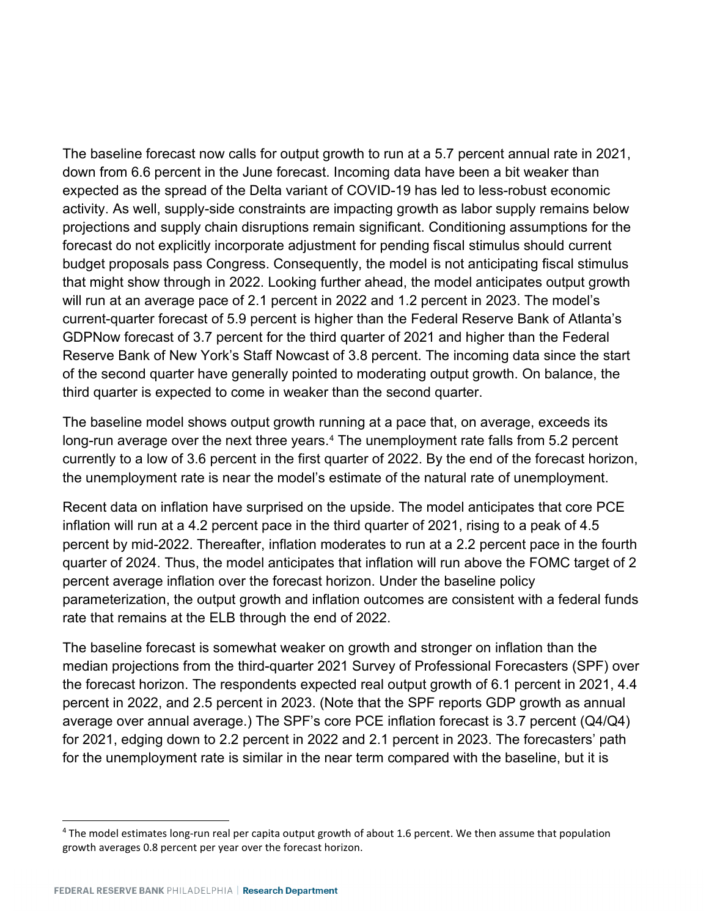The baseline forecast now calls for output growth to run at a 5.7 percent annual rate in 2021, down from 6.6 percent in the June forecast. Incoming data have been a bit weaker than expected as the spread of the Delta variant of COVID-19 has led to less-robust economic activity. As well, supply-side constraints are impacting growth as labor supply remains below projections and supply chain disruptions remain significant. Conditioning assumptions for the forecast do not explicitly incorporate adjustment for pending fiscal stimulus should current budget proposals pass Congress. Consequently, the model is not anticipating fiscal stimulus that might show through in 2022. Looking further ahead, the model anticipates output growth will run at an average pace of 2.1 percent in 2022 and 1.2 percent in 2023. The model's current-quarter forecast of 5.9 percent is higher than the Federal Reserve Bank of Atlanta's GDPNow forecast of 3.7 percent for the third quarter of 2021 and higher than the Federal Reserve Bank of New York's Staff Nowcast of 3.8 percent. The incoming data since the start of the second quarter have generally pointed to moderating output growth. On balance, the third quarter is expected to come in weaker than the second quarter.

The baseline model shows output growth running at a pace that, on average, exceeds its long-run average over the next three years.[4] The unemployment rate falls from 5.2 percent currently to a low of 3.6 percent in the first quarter of 2022. By the end of the forecast horizon, the unemployment rate is near the model's estimate of the natural rate of unemployment.

Recent data on inflation have surprised on the upside. The model anticipates that core PCE inflation will run at a 4.2 percent pace in the third quarter of 2021, rising to a peak of 4.5 percent by mid-2022. Thereafter, inflation moderates to run at a 2.2 percent pace in the fourth quarter of 2024. Thus, the model anticipates that inflation will run above the FOMC target of 2 percent average inflation over the forecast horizon. Under the baseline policy parameterization, the output growth and inflation outcomes are consistent with a federal funds rate that remains at the ELB through the end of 2022.

The baseline forecast is somewhat weaker on growth and stronger on inflation than the median projections from the third-quarter 2021 Survey of Professional Forecasters (SPF) over the forecast horizon. The respondents expected real output growth of 6.1 percent in 2021, 4.4 percent in 2022, and 2.5 percent in 2023. (Note that the SPF reports GDP growth as annual average over annual average.) The SPF's core PCE inflation forecast is 3.7 percent (Q4/Q4) for 2021, edging down to 2.2 percent in 2022 and 2.1 percent in 2023. The forecasters' path for the unemployment rate is similar in the near term compared with the baseline, but it is

[4] The model estimates long-run real per capita output growth of about 1.6 percent. We then assume that population growth averages 0.8 percent per year over the forecast horizon.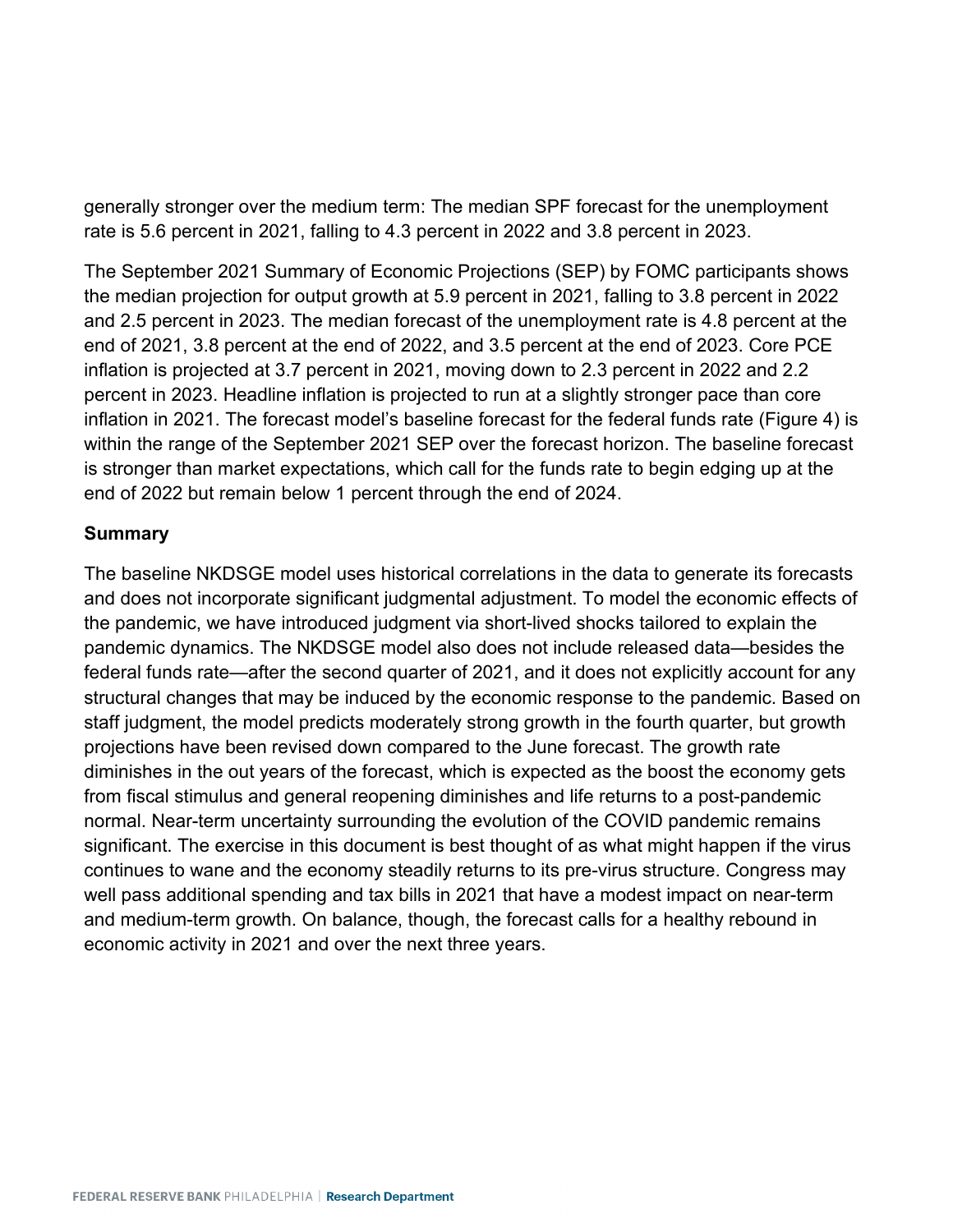generally stronger over the medium term: The median SPF forecast for the unemployment rate is 5.6 percent in 2021, falling to 4.3 percent in 2022 and 3.8 percent in 2023.

The September 2021 Summary of Economic Projections (SEP) by FOMC participants shows the median projection for output growth at 5.9 percent in 2021, falling to 3.8 percent in 2022 and 2.5 percent in 2023. The median forecast of the unemployment rate is 4.8 percent at the end of 2021, 3.8 percent at the end of 2022, and 3.5 percent at the end of 2023. Core PCE inflation is projected at 3.7 percent in 2021, moving down to 2.3 percent in 2022 and 2.2 percent in 2023. Headline inflation is projected to run at a slightly stronger pace than core inflation in 2021. The forecast model's baseline forecast for the federal funds rate (Figure 4) is within the range of the September 2021 SEP over the forecast horizon. The baseline forecast is stronger than market expectations, which call for the funds rate to begin edging up at the end of 2022 but remain below 1 percent through the end of 2024.

### Summary

The baseline NKDSGE model uses historical correlations in the data to generate its forecasts and does not incorporate significant judgmental adjustment. To model the economic effects of the pandemic, we have introduced judgment via short-lived shocks tailored to explain the pandemic dynamics. The NKDSGE model also does not include released data—besides the federal funds rate—after the second quarter of 2021, and it does not explicitly account for any structural changes that may be induced by the economic response to the pandemic. Based on staff judgment, the model predicts moderately strong growth in the fourth quarter, but growth projections have been revised down compared to the June forecast. The growth rate diminishes in the out years of the forecast, which is expected as the boost the economy gets from fiscal stimulus and general reopening diminishes and life returns to a post-pandemic normal. Near-term uncertainty surrounding the evolution of the COVID pandemic remains significant. The exercise in this document is best thought of as what might happen if the virus continues to wane and the economy steadily returns to its pre-virus structure. Congress may well pass additional spending and tax bills in 2021 that have a modest impact on near-term and medium-term growth. On balance, though, the forecast calls for a healthy rebound in economic activity in 2021 and over the next three years.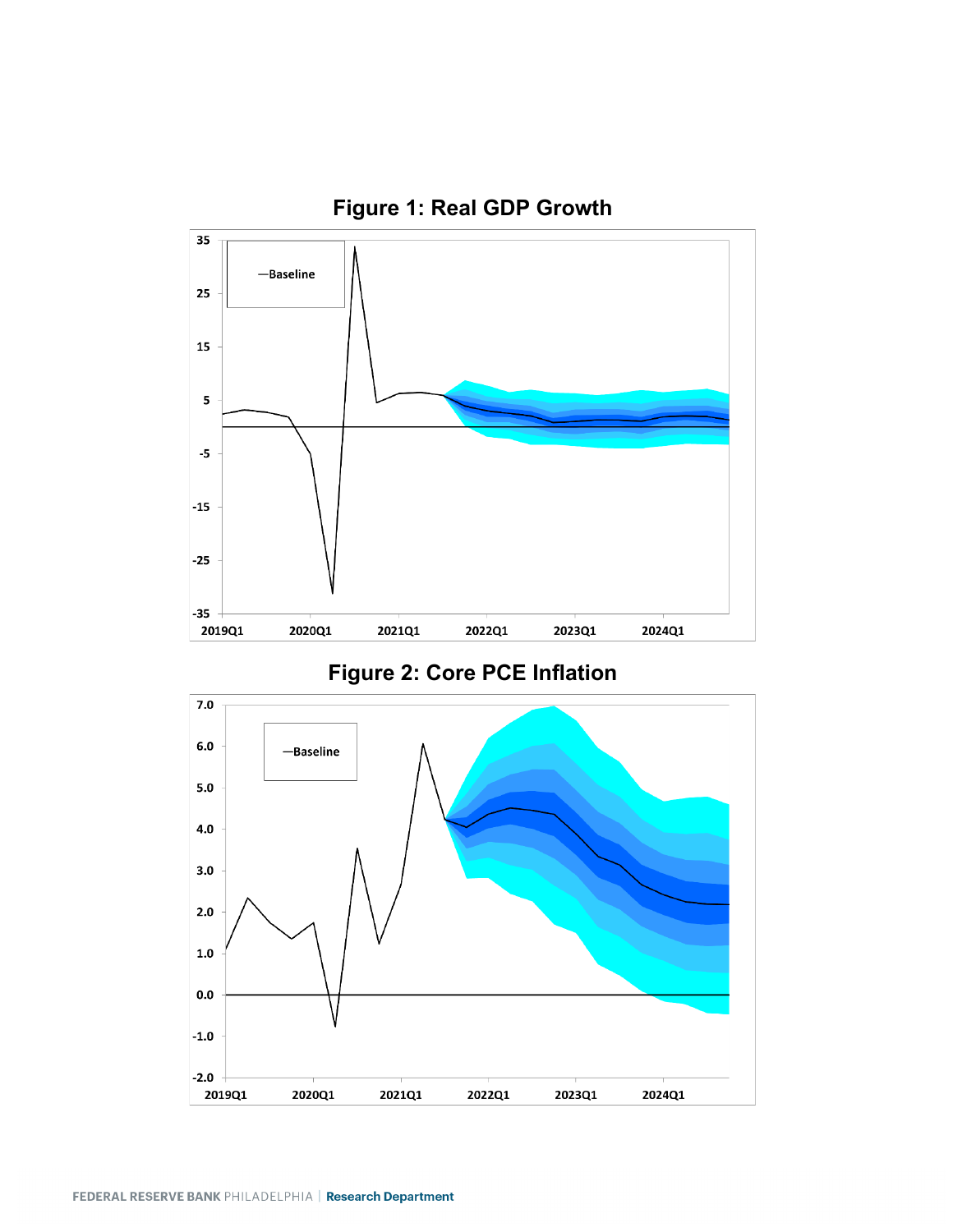## Figure 1: Real GDP Growth

## Figure 2: Core PCE Inflation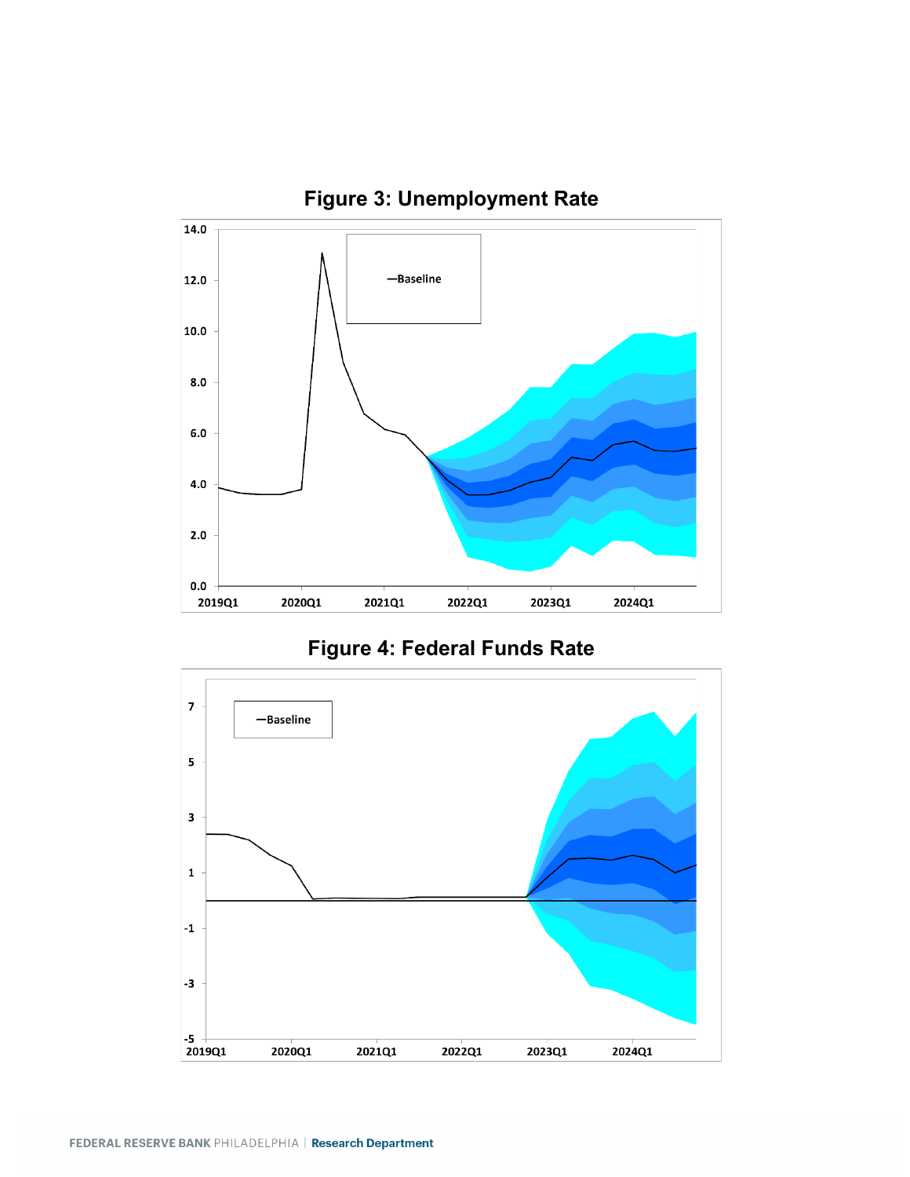## Figure 3: Unemployment Rate

## Figure 4: Federal Funds Rate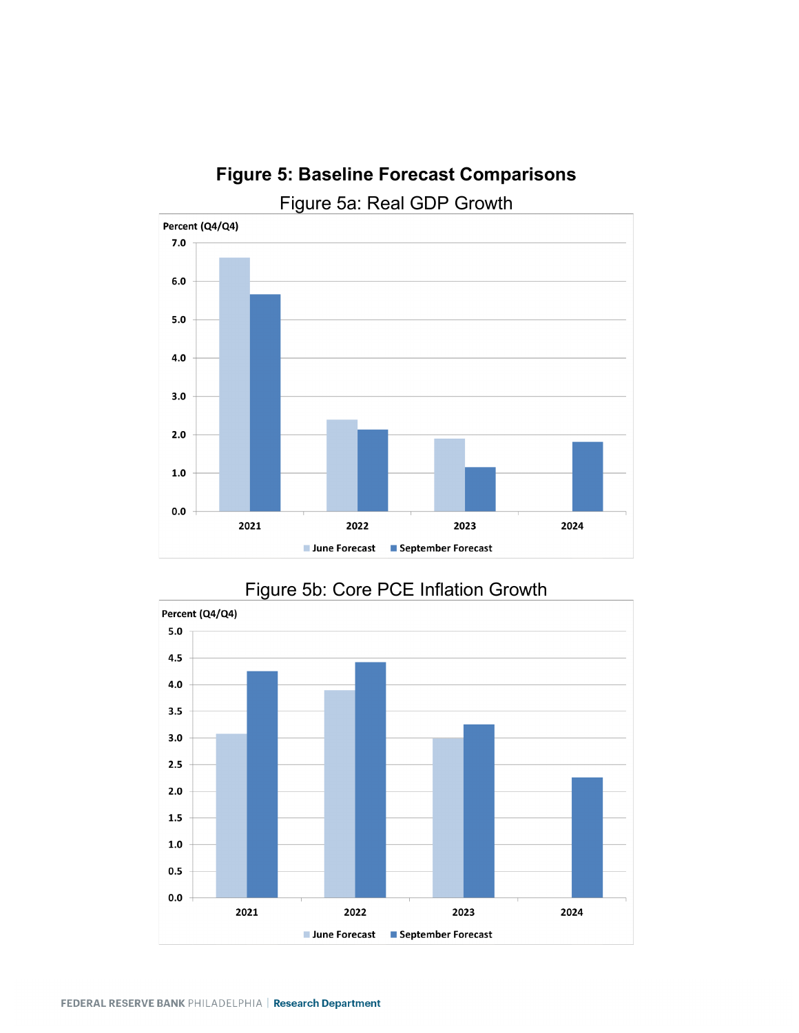# Figure 5: Baseline Forecast Comparisons

## Figure 5a: Real GDP Growth

Percent (Q4/Q4)

| Year | June Forecast | September Forecast |
|---|---|---|
| 2021 | 6.6 | 5.65 |
| 2022 | 2.4 | 2.15 |
| 2023 | 1.9 | 1.15 |
| 2024 | | 1.8 |

## Figure 5b: Core PCE Inflation Growth

Percent (Q4/Q4)

| Year | June Forecast | September Forecast |
|---|---|---|
| 2021 | 3.1 | 4.25 |
| 2022 | 3.9 | 4.4 |
| 2023 | 3.0 | 3.25 |
| 2024 | | 2.25 |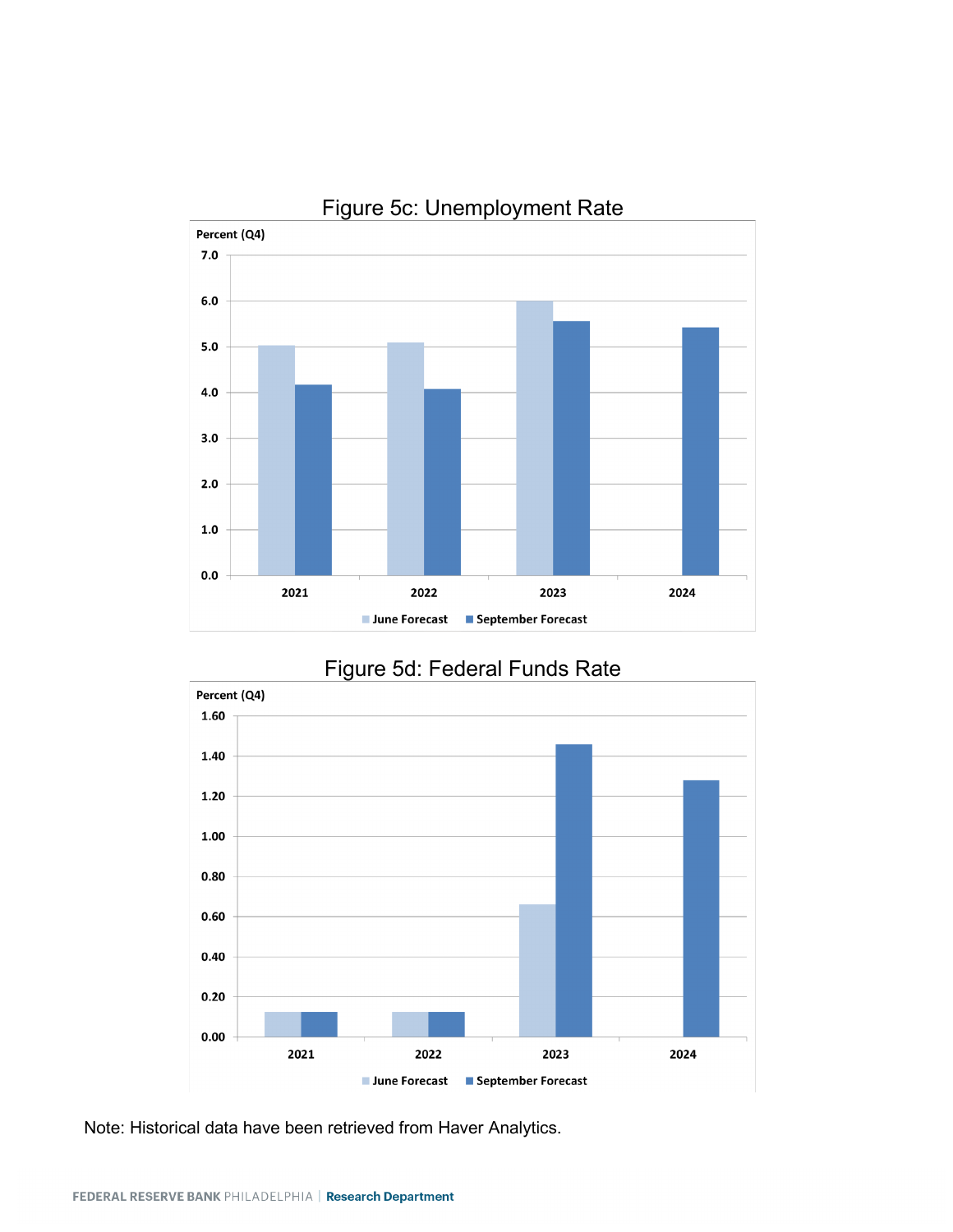Figure 5c: Unemployment Rate

Percent (Q4)

7.0
6.0
5.0
4.0
3.0
2.0
1.0
0.0

2021
2022
2023
2024

June Forecast
September Forecast

Figure 5d: Federal Funds Rate

Percent (Q4)

1.60
1.40
1.20
1.00
0.80
0.60
0.40
0.20
0.00

2021
2022
2023
2024

June Forecast
September Forecast

Note: Historical data have been retrieved from Haver Analytics.